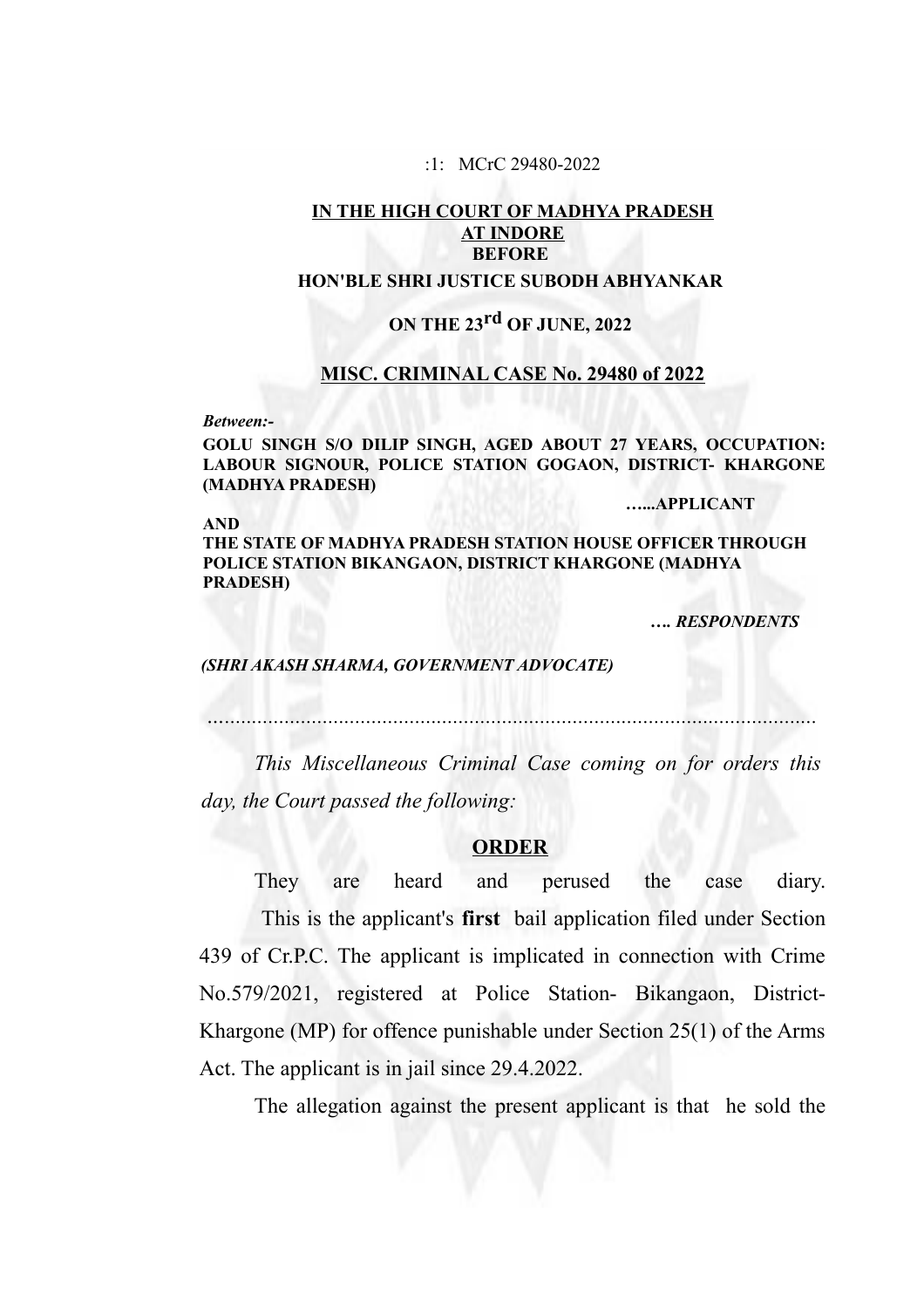**IN THE HIGH COURT OF MADHYA PRADESH AT INDORE**

**BEFORE**

**HON'BLE SHRI JUSTICE SUBODH ABHYANKAR**

**ON THE 23rd OF JUNE, 2022**

**MISC. CRIMINAL CASE No. 29480 of 2022**

***Between:-***

**GOLU SINGH S/O DILIP SINGH, AGED ABOUT 27 YEARS, OCCUPATION: LABOUR SIGNOUR, POLICE STATION GOGAON, DISTRICT- KHARGONE (MADHYA PRADESH)**

**…...APPLICANT**

**AND**

**THE STATE OF MADHYA PRADESH STATION HOUSE OFFICER THROUGH POLICE STATION BIKANGAON, DISTRICT KHARGONE (MADHYA PRADESH)**

***…. RESPONDENTS***

***(SHRI AKASH SHARMA, GOVERNMENT ADVOCATE)***

.................................................................................................................

*This Miscellaneous Criminal Case coming on for orders this day, the Court passed the following:*

## ORDER

They are heard and perused the case diary.

This is the applicant's **first** bail application filed under Section 439 of Cr.P.C. The applicant is implicated in connection with Crime No.579/2021, registered at Police Station- Bikangaon, District- Khargone (MP) for offence punishable under Section 25(1) of the Arms Act. The applicant is in jail since 29.4.2022.

The allegation against the present applicant is that he sold the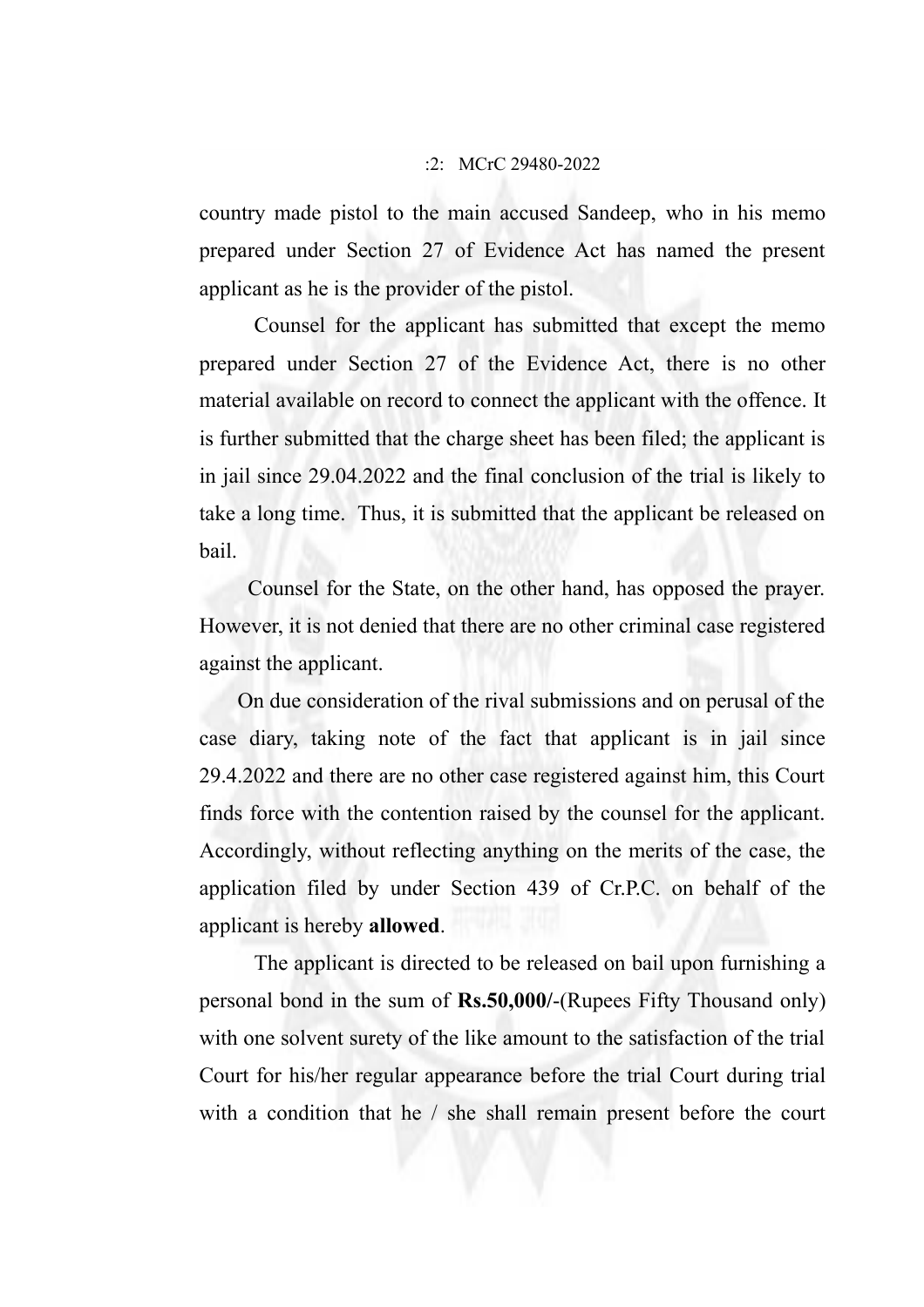country made pistol to the main accused Sandeep, who in his memo prepared under Section 27 of Evidence Act has named the present applicant as he is the provider of the pistol.

Counsel for the applicant has submitted that except the memo prepared under Section 27 of the Evidence Act, there is no other material available on record to connect the applicant with the offence. It is further submitted that the charge sheet has been filed; the applicant is in jail since 29.04.2022 and the final conclusion of the trial is likely to take a long time. Thus, it is submitted that the applicant be released on bail.

Counsel for the State, on the other hand, has opposed the prayer. However, it is not denied that there are no other criminal case registered against the applicant.

On due consideration of the rival submissions and on perusal of the case diary, taking note of the fact that applicant is in jail since 29.4.2022 and there are no other case registered against him, this Court finds force with the contention raised by the counsel for the applicant. Accordingly, without reflecting anything on the merits of the case, the application filed by under Section 439 of Cr.P.C. on behalf of the applicant is hereby **allowed**.

The applicant is directed to be released on bail upon furnishing a personal bond in the sum of **Rs.50,000/**-(Rupees Fifty Thousand only) with one solvent surety of the like amount to the satisfaction of the trial Court for his/her regular appearance before the trial Court during trial with a condition that he / she shall remain present before the court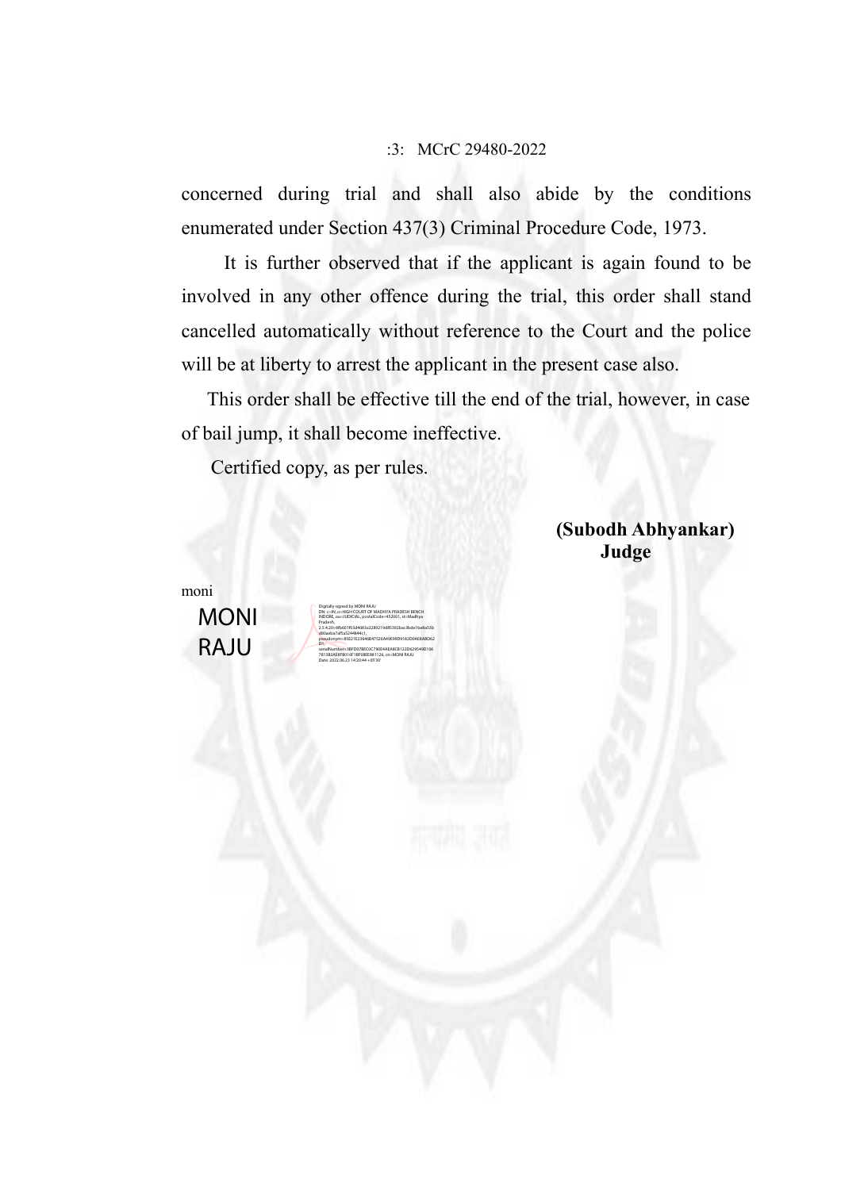concerned during trial and shall also abide by the conditions enumerated under Section 437(3) Criminal Procedure Code, 1973.

It is further observed that if the applicant is again found to be involved in any other offence during the trial, this order shall stand cancelled automatically without reference to the Court and the police will be at liberty to arrest the applicant in the present case also.

This order shall be effective till the end of the trial, however, in case of bail jump, it shall become ineffective.

Certified copy, as per rules.

**(Subodh Abhyankar)**
**Judge**

moni

MONI RAJU

Digitally signed by MONI RAJU
DN: c=IN, o=HIGH COURT OF MADHYA PRADESH BENCH INDORE, ou=JUDICIAL, postalCode=452001, st=Madhya Pradesh, 2.5.4.20=6fb601f03d4083a3289219d85392bac3bde1be8a53bd80adba7af5a5244844c1, pseudonym=85E21E23646B47526A49E99D9182D0AE8ABD62D1, serialNumber=3BFD07BDC0C79ED4AEA8CB122D6295490186781382AE8FB016F1BF08E0881126, cn=MONI RAJU
Date: 2022.06.23 14:20:44 +05'30'